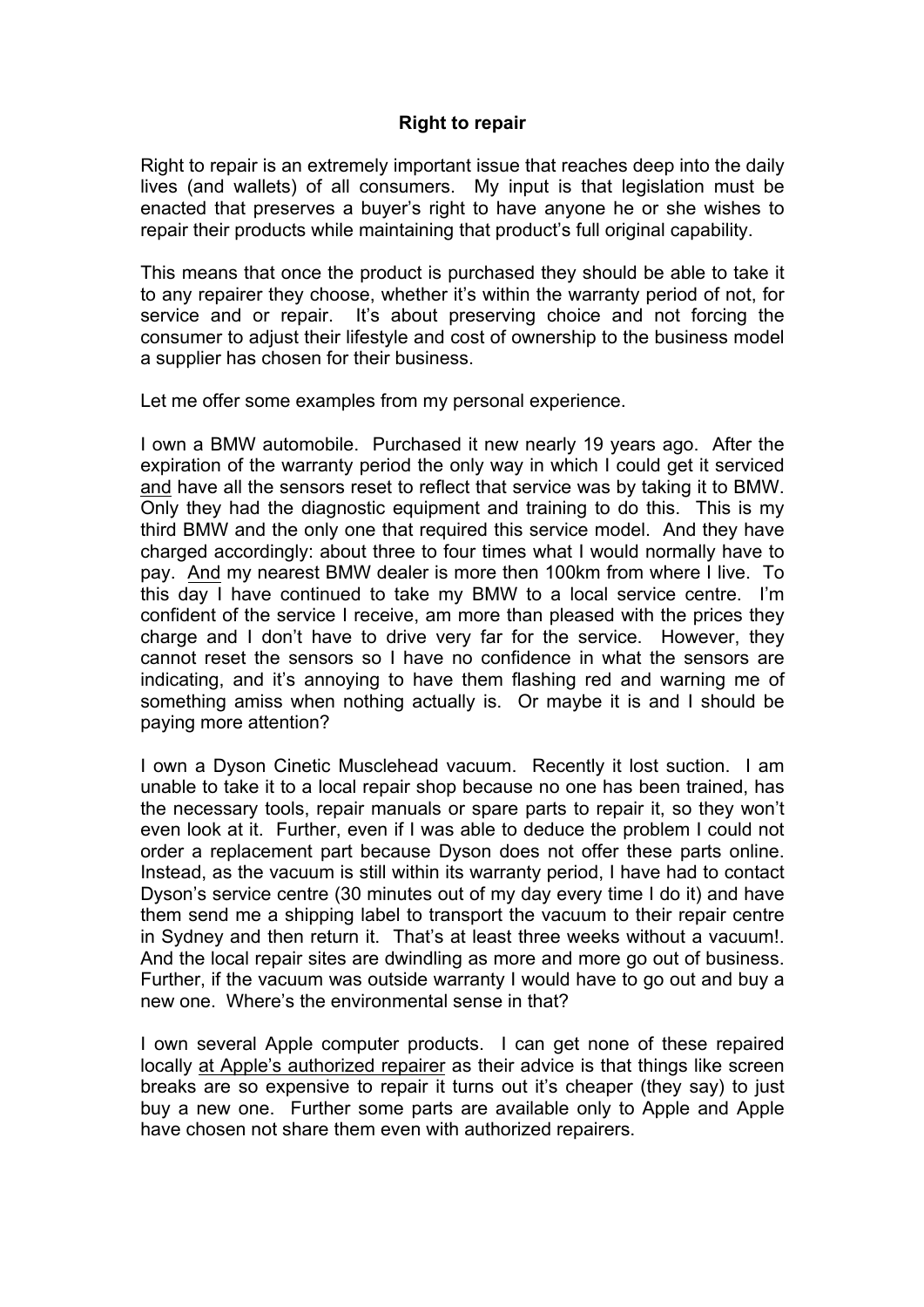**Right to repair**

Right to repair is an extremely important issue that reaches deep into the daily lives (and wallets) of all consumers. My input is that legislation must be enacted that preserves a buyer's right to have anyone he or she wishes to repair their products while maintaining that product's full original capability.

This means that once the product is purchased they should be able to take it to any repairer they choose, whether it's within the warranty period of not, for service and or repair. It's about preserving choice and not forcing the consumer to adjust their lifestyle and cost of ownership to the business model a supplier has chosen for their business.

Let me offer some examples from my personal experience.

I own a BMW automobile. Purchased it new nearly 19 years ago. After the expiration of the warranty period the only way in which I could get it serviced <u>and</u> have all the sensors reset to reflect that service was by taking it to BMW. Only they had the diagnostic equipment and training to do this. This is my third BMW and the only one that required this service model. And they have charged accordingly: about three to four times what I would normally have to pay. <u>And</u> my nearest BMW dealer is more then 100km from where I live. To this day I have continued to take my BMW to a local service centre. I'm confident of the service I receive, am more than pleased with the prices they charge and I don't have to drive very far for the service. However, they cannot reset the sensors so I have no confidence in what the sensors are indicating, and it's annoying to have them flashing red and warning me of something amiss when nothing actually is. Or maybe it is and I should be paying more attention?

I own a Dyson Cinetic Musclehead vacuum. Recently it lost suction. I am unable to take it to a local repair shop because no one has been trained, has the necessary tools, repair manuals or spare parts to repair it, so they won't even look at it. Further, even if I was able to deduce the problem I could not order a replacement part because Dyson does not offer these parts online. Instead, as the vacuum is still within its warranty period, I have had to contact Dyson's service centre (30 minutes out of my day every time I do it) and have them send me a shipping label to transport the vacuum to their repair centre in Sydney and then return it. That's at least three weeks without a vacuum!. And the local repair sites are dwindling as more and more go out of business. Further, if the vacuum was outside warranty I would have to go out and buy a new one. Where's the environmental sense in that?

I own several Apple computer products. I can get none of these repaired locally <u>at Apple's authorized repairer</u> as their advice is that things like screen breaks are so expensive to repair it turns out it's cheaper (they say) to just buy a new one. Further some parts are available only to Apple and Apple have chosen not share them even with authorized repairers.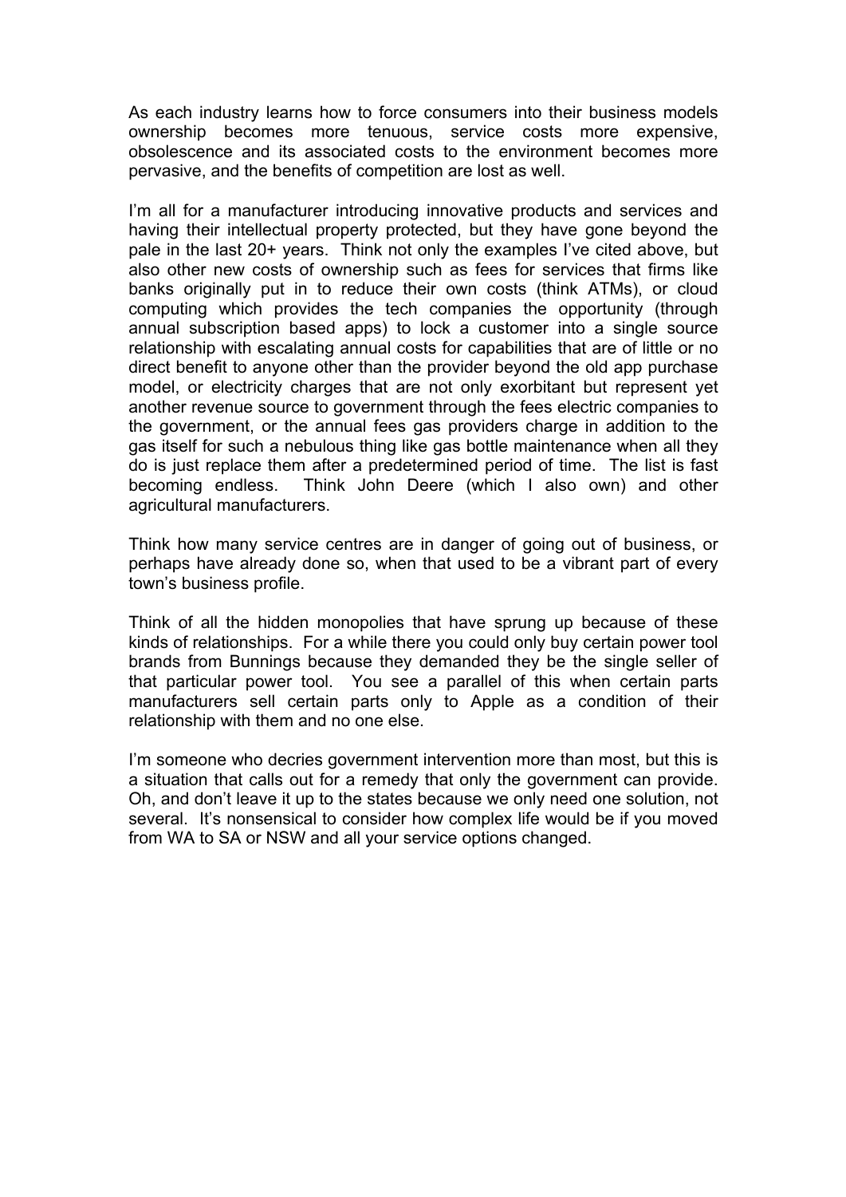As each industry learns how to force consumers into their business models ownership becomes more tenuous, service costs more expensive, obsolescence and its associated costs to the environment becomes more pervasive, and the benefits of competition are lost as well.

I'm all for a manufacturer introducing innovative products and services and having their intellectual property protected, but they have gone beyond the pale in the last 20+ years. Think not only the examples I've cited above, but also other new costs of ownership such as fees for services that firms like banks originally put in to reduce their own costs (think ATMs), or cloud computing which provides the tech companies the opportunity (through annual subscription based apps) to lock a customer into a single source relationship with escalating annual costs for capabilities that are of little or no direct benefit to anyone other than the provider beyond the old app purchase model, or electricity charges that are not only exorbitant but represent yet another revenue source to government through the fees electric companies to the government, or the annual fees gas providers charge in addition to the gas itself for such a nebulous thing like gas bottle maintenance when all they do is just replace them after a predetermined period of time. The list is fast becoming endless. Think John Deere (which I also own) and other agricultural manufacturers.

Think how many service centres are in danger of going out of business, or perhaps have already done so, when that used to be a vibrant part of every town's business profile.

Think of all the hidden monopolies that have sprung up because of these kinds of relationships. For a while there you could only buy certain power tool brands from Bunnings because they demanded they be the single seller of that particular power tool. You see a parallel of this when certain parts manufacturers sell certain parts only to Apple as a condition of their relationship with them and no one else.

I'm someone who decries government intervention more than most, but this is a situation that calls out for a remedy that only the government can provide. Oh, and don't leave it up to the states because we only need one solution, not several. It's nonsensical to consider how complex life would be if you moved from WA to SA or NSW and all your service options changed.